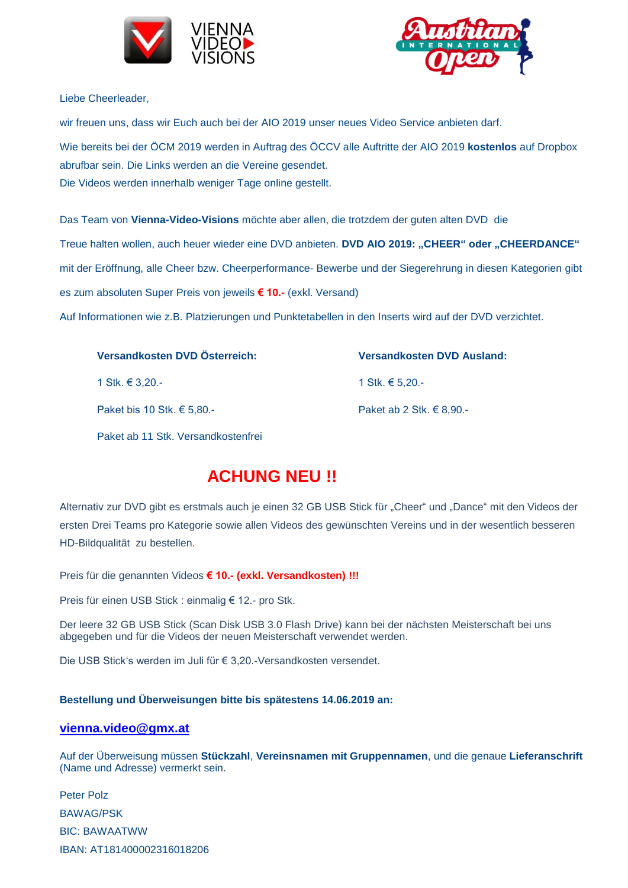VIENNA VIDEO VISIONS

Austrian International Open

Liebe Cheerleader,

wir freuen uns, dass wir Euch auch bei der AIO 2019 unser neues Video Service anbieten darf.

Wie bereits bei der ÖCM 2019 werden in Auftrag des ÖCCV alle Auftritte der AIO 2019 **kostenlos** auf Dropbox abrufbar sein. Die Links werden an die Vereine gesendet.
Die Videos werden innerhalb weniger Tage online gestellt.

Das Team von **Vienna-Video-Visions** möchte aber allen, die trotzdem der guten alten DVD die Treue halten wollen, auch heuer wieder eine DVD anbieten. **DVD AIO 2019: „CHEER“ oder „CHEERDANCE“** mit der Eröffnung, alle Cheer bzw. Cheerperformance- Bewerbe und der Siegerehrung in diesen Kategorien gibt es zum absoluten Super Preis von jeweils **€ 10.-** (exkl. Versand)

Auf Informationen wie z.B. Platzierungen und Punktetabellen in den Inserts wird auf der DVD verzichtet.

| **Versandkosten DVD Österreich:** | **Versandkosten DVD Ausland:** |
|---|---|
| 1 Stk. € 3,20.- | 1 Stk. € 5,20.- |
| Paket bis 10 Stk. € 5,80.- | Paket ab 2 Stk. € 8,90.- |
| Paket ab 11 Stk. Versandkostenfrei | |

## ACHUNG NEU !!

Alternativ zur DVD gibt es erstmals auch je einen 32 GB USB Stick für „Cheer“ und „Dance“ mit den Videos der ersten Drei Teams pro Kategorie sowie allen Videos des gewünschten Vereins und in der wesentlich besseren HD-Bildqualität zu bestellen.

Preis für die genannten Videos **€ 10.- (exkl. Versandkosten) !!!**

Preis für einen USB Stick : einmalig € 12.- pro Stk.

Der leere 32 GB USB Stick (Scan Disk USB 3.0 Flash Drive) kann bei der nächsten Meisterschaft bei uns abgegeben und für die Videos der neuen Meisterschaft verwendet werden.

Die USB Stick's werden im Juli für € 3,20.-Versandkosten versendet.

**Bestellung und Überweisungen bitte bis spätestens 14.06.2019 an:**

**vienna.video@gmx.at**

Auf der Überweisung müssen **Stückzahl**, **Vereinsnamen mit Gruppennamen**, und die genaue **Lieferanschrift** (Name und Adresse) vermerkt sein.

Peter Polz
BAWAG/PSK
BIC: BAWAATWW
IBAN: AT181400002316018206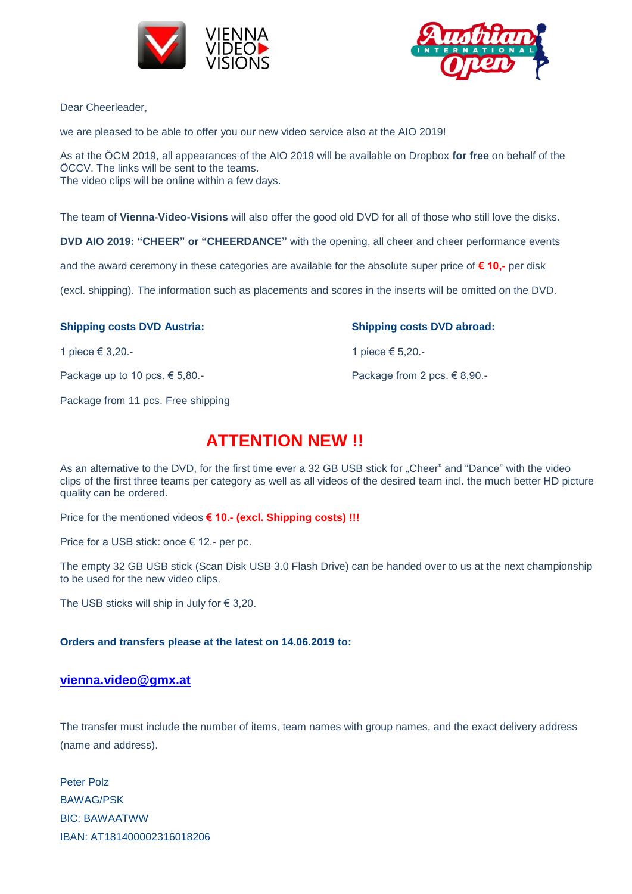Dear Cheerleader,

we are pleased to be able to offer you our new video service also at the AIO 2019!

As at the ÖCM 2019, all appearances of the AIO 2019 will be available on Dropbox **for free** on behalf of the ÖCCV. The links will be sent to the teams.
The video clips will be online within a few days.

The team of **Vienna-Video-Visions** will also offer the good old DVD for all of those who still love the disks.

**DVD AIO 2019: "CHEER" or "CHEERDANCE"** with the opening, all cheer and cheer performance events

and the award ceremony in these categories are available for the absolute super price of **€ 10,-** per disk

(excl. shipping). The information such as placements and scores in the inserts will be omitted on the DVD.

**Shipping costs DVD Austria:**

1 piece € 3,20.-

Package up to 10 pcs. € 5,80.-

Package from 11 pcs. Free shipping

**Shipping costs DVD abroad:**

1 piece € 5,20.-

Package from 2 pcs. € 8,90.-

## ATTENTION NEW !!

As an alternative to the DVD, for the first time ever a 32 GB USB stick for „Cheer" and "Dance" with the video clips of the first three teams per category as well as all videos of the desired team incl. the much better HD picture quality can be ordered.

Price for the mentioned videos **€ 10.- (excl. Shipping costs) !!!**

Price for a USB stick: once € 12.- per pc.

The empty 32 GB USB stick (Scan Disk USB 3.0 Flash Drive) can be handed over to us at the next championship to be used for the new video clips.

The USB sticks will ship in July for € 3,20.

**Orders and transfers please at the latest on 14.06.2019 to:**

**vienna.video@gmx.at**

The transfer must include the number of items, team names with group names, and the exact delivery address (name and address).

Peter Polz
BAWAG/PSK
BIC: BAWAATWW
IBAN: AT181400002316018206